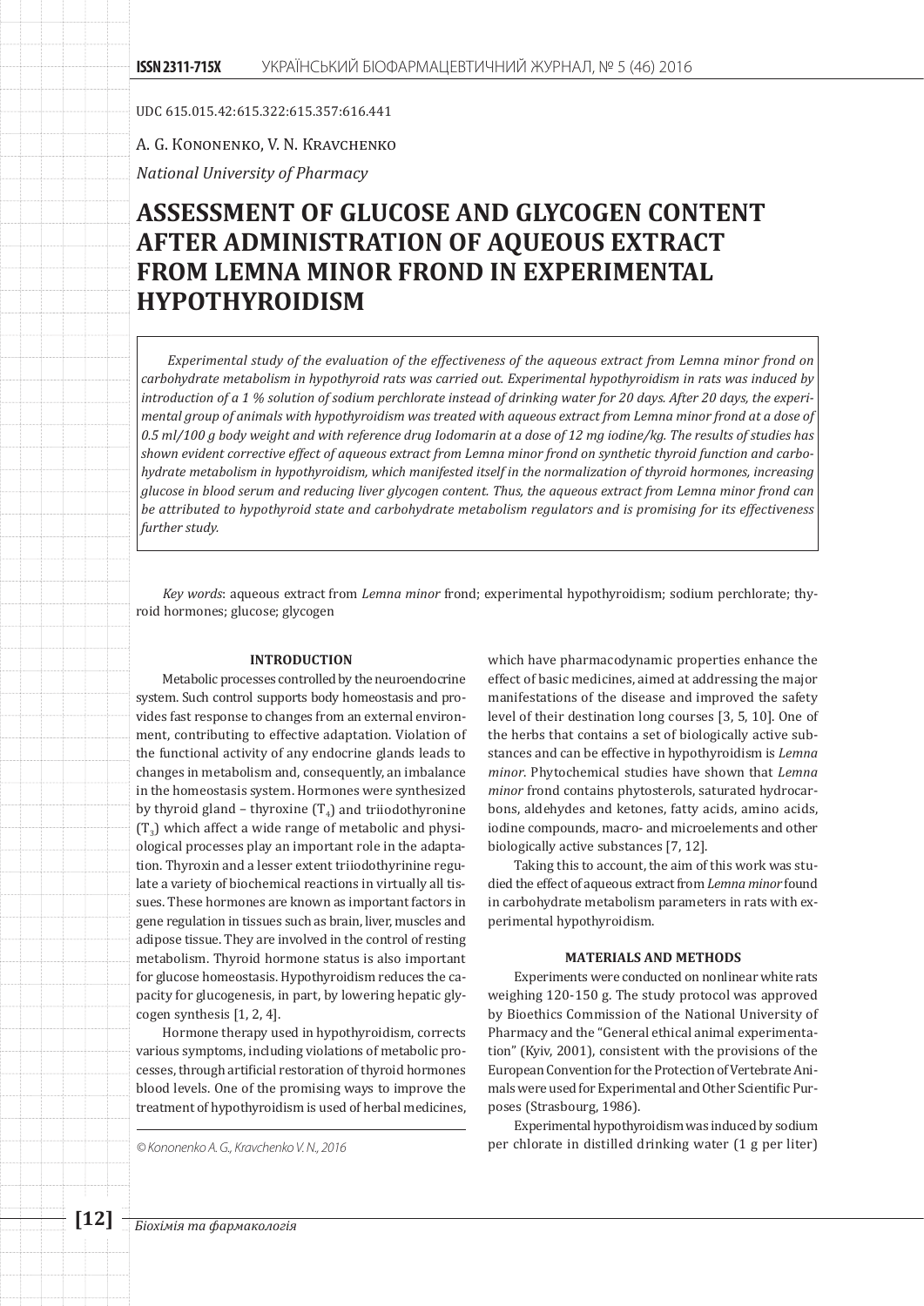UDC 615.015.42:615.322:615.357:616.441

A. G. Kononenko, V. N. Kravchenko

*National University of Pharmacy*

# ASSESSMENT OF GLUCOSE AND GLYCOGEN CONTENT AFTER ADMINISTRATION OF AQUEOUS EXTRACT FROM LEMNA MINOR FROND IN EXPERIMENTAL HYPOTHYROIDISM

*Experimental study of the evaluation of the effectiveness of the aqueous extract from Lemna minor frond on carbohydrate metabolism in hypothyroid rats was carried out. Experimental hypothyroidism in rats was induced by introduction of a 1 % solution of sodium perchlorate instead of drinking water for 20 days. After 20 days, the experimental group of animals with hypothyroidism was treated with aqueous extract from Lemna minor frond at a dose of 0.5 ml/100 g body weight and with reference drug Iodomarin at a dose of 12 mg iodine/kg. The results of studies has shown evident corrective effect of aqueous extract from Lemna minor frond on synthetic thyroid function and carbohydrate metabolism in hypothyroidism, which manifested itself in the normalization of thyroid hormones, increasing glucose in blood serum and reducing liver glycogen content. Thus, the aqueous extract from Lemna minor frond can be attributed to hypothyroid state and carbohydrate metabolism regulators and is promising for its effectiveness further study.*

*Key words*: aqueous extract from *Lemna minor* frond; experimental hypothyroidism; sodium perchlorate; thyroid hormones; glucose; glycogen

## INTRODUCTION

Metabolic processes controlled by the neuroendocrine system. Such control supports body homeostasis and provides fast response to changes from an external environment, contributing to effective adaptation. Violation of the functional activity of any endocrine glands leads to changes in metabolism and, consequently, an imbalance in the homeostasis system. Hormones were synthesized by thyroid gland – thyroxine ($T_4$) and triiodothyronine ($T_3$) which affect a wide range of metabolic and physiological processes play an important role in the adaptation. Thyroxin and a lesser extent triiodothyrinine regulate a variety of biochemical reactions in virtually all tissues. These hormones are known as important factors in gene regulation in tissues such as brain, liver, muscles and adipose tissue. They are involved in the control of resting metabolism. Thyroid hormone status is also important for glucose homeostasis. Hypothyroidism reduces the capacity for glucogenesis, in part, by lowering hepatic glycogen synthesis [1, 2, 4].

Hormone therapy used in hypothyroidism, corrects various symptoms, including violations of metabolic processes, through artificial restoration of thyroid hormones blood levels. One of the promising ways to improve the treatment of hypothyroidism is used of herbal medicines, which have pharmacodynamic properties enhance the effect of basic medicines, aimed at addressing the major manifestations of the disease and improved the safety level of their destination long courses [3, 5, 10]. One of the herbs that contains a set of biologically active substances and can be effective in hypothyroidism is *Lemna minor*. Phytochemical studies have shown that *Lemna minor* frond contains phytosterols, saturated hydrocarbons, aldehydes and ketones, fatty acids, amino acids, iodine compounds, macro- and microelements and other biologically active substances [7, 12].

Taking this to account, the aim of this work was studied the effect of aqueous extract from *Lemna minor* found in carbohydrate metabolism parameters in rats with experimental hypothyroidism.

## MATERIALS AND METHODS

Experiments were conducted on nonlinear white rats weighing 120-150 g. The study protocol was approved by Bioethics Commission of the National University of Pharmacy and the "General ethical animal experimentation" (Kyiv, 2001), consistent with the provisions of the European Convention for the Protection of Vertebrate Animals were used for Experimental and Other Scientific Purposes (Strasbourg, 1986).

Experimental hypothyroidism was induced by sodium per chlorate in distilled drinking water (1 g per liter)

© Kononenko A. G., Kravchenko V. N., 2016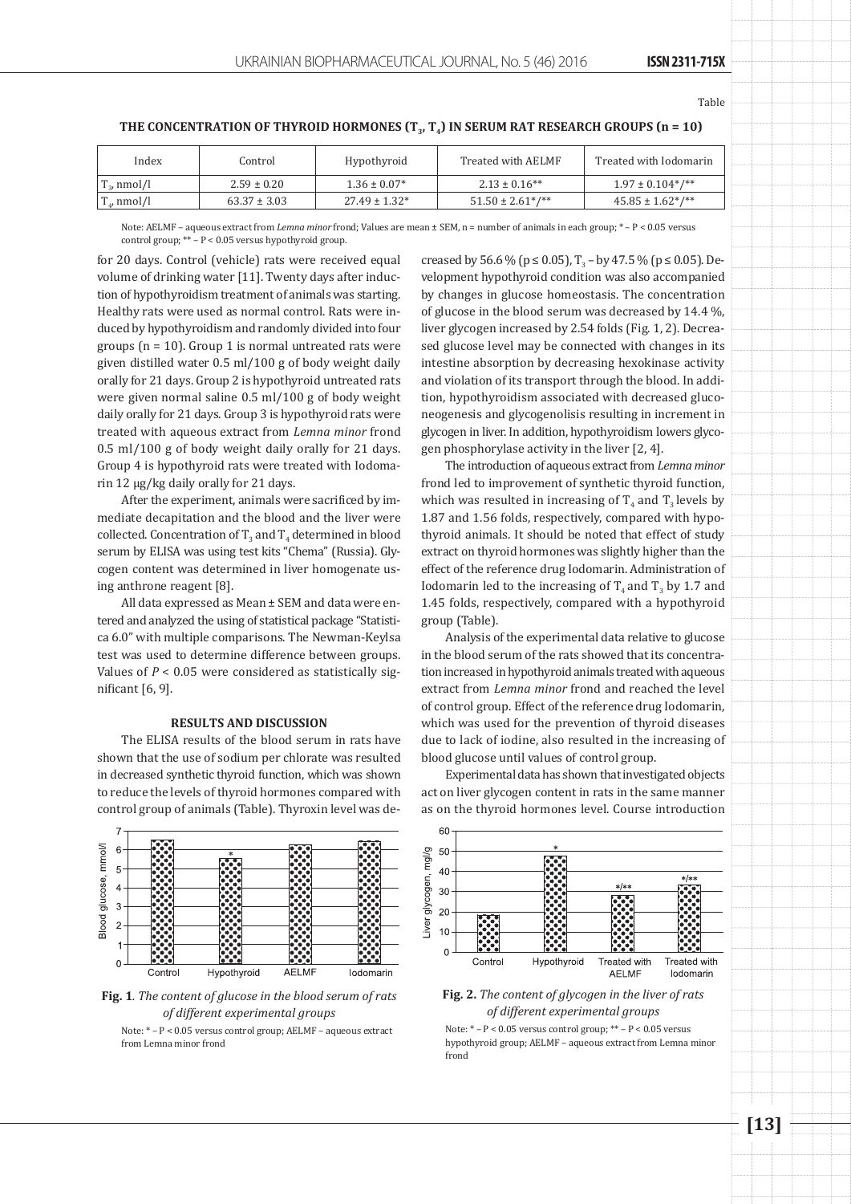Table

**THE CONCENTRATION OF THYROID HORMONES ($T_3$, $T_4$) IN SERUM RAT RESEARCH GROUPS (n = 10)**

| Index | Control | Hypothyroid | Treated with AELMF | Treated with Iodomarin |
|---|---|---|---|---|
| $T_3$, nmol/l | 2.59 ± 0.20 | 1.36 ± 0.07* | 2.13 ± 0.16** | 1.97 ± 0.104*/** |
| $T_4$, nmol/l | 63.37 ± 3.03 | 27.49 ± 1.32* | 51.50 ± 2.61*/** | 45.85 ± 1.62*/** |

Note: AELMF – aqueous extract from *Lemna minor* frond; Values are mean ± SEM, n = number of animals in each group; * – P < 0.05 versus control group; ** – P < 0.05 versus hypothyroid group.

for 20 days. Control (vehicle) rats were received equal volume of drinking water [11]. Twenty days after induction of hypothyroidism treatment of animals was starting. Healthy rats were used as normal control. Rats were induced by hypothyroidism and randomly divided into four groups (n = 10). Group 1 is normal untreated rats were given distilled water 0.5 ml/100 g of body weight daily orally for 21 days. Group 2 is hypothyroid untreated rats were given normal saline 0.5 ml/100 g of body weight daily orally for 21 days. Group 3 is hypothyroid rats were treated with aqueous extract from *Lemna minor* frond 0.5 ml/100 g of body weight daily orally for 21 days. Group 4 is hypothyroid rats were treated with Iodomarin 12 μg/kg daily orally for 21 days.

After the experiment, animals were sacrificed by immediate decapitation and the blood and the liver were collected. Concentration of $T_3$ and $T_4$ determined in blood serum by ELISA was using test kits "Chema" (Russia). Glycogen content was determined in liver homogenate using anthrone reagent [8].

All data expressed as Mean ± SEM and data were entered and analyzed the using of statistical package "Statistica 6.0" with multiple comparisons. The Newman-Keylsa test was used to determine difference between groups. Values of $P < 0.05$ were considered as statistically significant [6, 9].

## RESULTS AND DISCUSSION

The ELISA results of the blood serum in rats have shown that the use of sodium per chlorate was resulted in decreased synthetic thyroid function, which was shown to reduce the levels of thyroid hormones compared with control group of animals (Table). Thyroxin level was decreased by 56.6 % ($p \leq 0.05$), $T_3$ – by 47.5 % ($p \leq 0.05$). Development hypothyroid condition was also accompanied by changes in glucose homeostasis. The concentration of glucose in the blood serum was decreased by 14.4 %, liver glycogen increased by 2.54 folds (Fig. 1, 2). Decreased glucose level may be connected with changes in its intestine absorption by decreasing hexokinase activity and violation of its transport through the blood. In addition, hypothyroidism associated with decreased gluconeogenesis and glycogenolisis resulting in increment in glycogen in liver. In addition, hypothyroidism lowers glycogen phosphorylase activity in the liver [2, 4].

The introduction of aqueous extract from *Lemna minor* frond led to improvement of synthetic thyroid function, which was resulted in increasing of $T_4$ and $T_3$ levels by 1.87 and 1.56 folds, respectively, compared with hypothyroid animals. It should be noted that effect of study extract on thyroid hormones was slightly higher than the effect of the reference drug Iodomarin. Administration of Iodomarin led to the increasing of $T_4$ and $T_3$ by 1.7 and 1.45 folds, respectively, compared with a hypothyroid group (Table).

Analysis of the experimental data relative to glucose in the blood serum of the rats showed that its concentration increased in hypothyroid animals treated with aqueous extract from *Lemna minor* frond and reached the level of control group. Effect of the reference drug Iodomarin, which was used for the prevention of thyroid diseases due to lack of iodine, also resulted in the increasing of blood glucose until values of control group.

Experimental data has shown that investigated objects act on liver glycogen content in rats in the same manner as on the thyroid hormones level. Course introduction

**Fig. 1**. *The content of glucose in the blood serum of rats of different experimental groups*

Note: * – P < 0.05 versus control group; AELMF – aqueous extract from Lemna minor frond

**Fig. 2.** *The content of glycogen in the liver of rats of different experimental groups*

Note: * – P < 0.05 versus control group; ** – P < 0.05 versus hypothyroid group; AELMF – aqueous extract from Lemna minor frond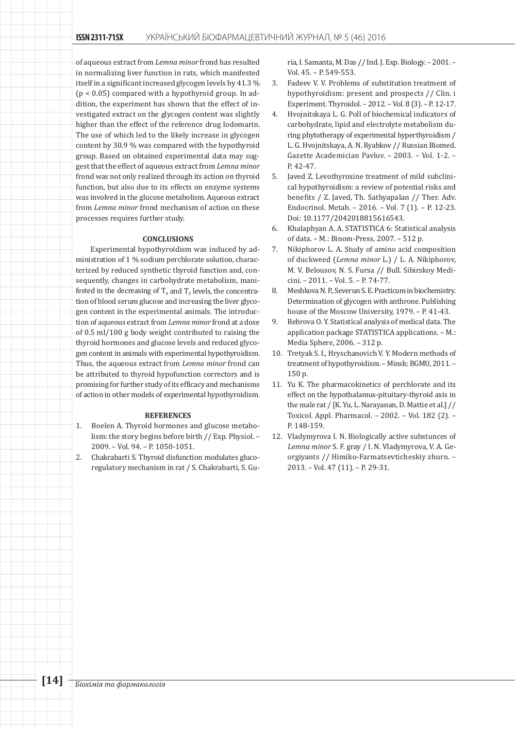of aqueous extract from *Lemna minor* frond has resulted in normalizing liver function in rats, which manifested itself in a significant increased glycogen levels by 41.3 % ($p < 0.05$) compared with a hypothyroid group. In addition, the experiment has shown that the effect of investigated extract on the glycogen content was slightly higher than the effect of the reference drug Iodomarin. The use of which led to the likely increase in glycogen content by 30.9 % was compared with the hypothyroid group. Based on obtained experimental data may suggest that the effect of aqueous extract from *Lemna minor* frond was not only realized through its action on thyroid function, but also due to its effects on enzyme systems was involved in the glucose metabolism. Aqueous extract from *Lemna minor* frond mechanism of action on these processes requires further study.

## CONCLUSIONS

Experimental hypothyroidism was induced by administration of 1 % sodium perchlorate solution, characterized by reduced synthetic thyroid function and, consequently, changes in carbohydrate metabolism, manifested in the decreasing of $T_4$ and $T_3$ levels, the concentration of blood serum glucose and increasing the liver glycogen content in the experimental animals. The introduction of aqueous extract from *Lemna minor* frond at a dose of 0.5 ml/100 g body weight contributed to raising the thyroid hormones and glucose levels and reduced glycogen content in animals with experimental hypothyroidism. Thus, the aqueous extract from *Lemna minor* frond can be attributed to thyroid hypofunction correctors and is promising for further study of its efficacy and mechanisms of action in other models of experimental hypothyroidism.

## REFERENCES

1. Boelen A. Thyroid hormones and glucose metabolism: the story begins before birth // Exp. Physiol. – 2009. – Vol. 94. – P. 1050-1051.
2. Chakrabarti S. Thyroid disfunction modulates glucoregulatory mechanism in rat / S. Chakrabarti, S. Guria, I. Samanta, M. Das // Ind. J. Exp. Biology. – 2001. – Vol. 45. – P. 549-553.
3. Fadeev V. V. Problems of substitution treatment of hypothyroidism: present and prospects // Clin. i Experiment. Thyroidol. – 2012. – Vol. 8 (3). – P. 12-17.
4. Hvojnitskaya L. G. Poll of biochemical indicators of carbohydrate, lipid and electrolyte metabolism during phytotherapy of experimental hyperthyroidism / L. G. Hvojnitskaya, A. N. Ryabkov // Russian Biomed. Gazette Academician Pavlov. – 2003. – Vol. 1-2. – P. 42-47.
5. Javed Z. Levothyroxine treatment of mild subclinical hypothyroidism: a review of potential risks and benefits / Z. Javed, Th. Sathyapalan // Ther. Adv. Endocrinol. Metab. – 2016. – Vol. 7 (1). – P. 12-23. Doi: 10.1177/2042018815616543.
6. Khalaphyan A. A. STATISTICA 6: Statistical analysis of data. – M.: Binom-Press, 2007. – 512 p.
7. Nikiphorov L. A. Study of amino acid composition of duckweed (*Lemna minor* L.) / L. A. Nikiphorov, M. V. Belousov, N. S. Fursa // Bull. Sibirskoy Medicini. – 2011. – Vol. 5. – P. 74-77.
8. Meshkova N. P., Severun S. E. Practicum in biochemistry. Determination of glycogen with anthrone. Publishing house of the Moscow University, 1979. – P. 41-43.
9. Rebrova O. Y. Statistical analysis of medical data. The application package STATISTICA applications. – M.: Media Sphere, 2006. – 312 p.
10. Tretyak S. I., Hryschanovich V. Y. Modern methods of treatment of hypothyroidism. – Minsk: BGMU, 2011. – 150 p.
11. Yu K. The pharmacokinetics of perchlorate and its effect on the hypathalamus-pituitary-thyroid axis in the male rat / [K. Yu, L. Narayanan, D. Mattie et al.] // Toxicol. Appl. Pharmacol. – 2002. – Vol. 182 (2). – P. 148-159.
12. Vladymyrova I. N. Biologically active substunces of *Lemna minor* S. F. gray / I. N. Vladymyrova, V. A. Georgiyants // Himiko-Farmatsevticheskiy zhurn. – 2013. – Vol. 47 (11). – P. 29-31.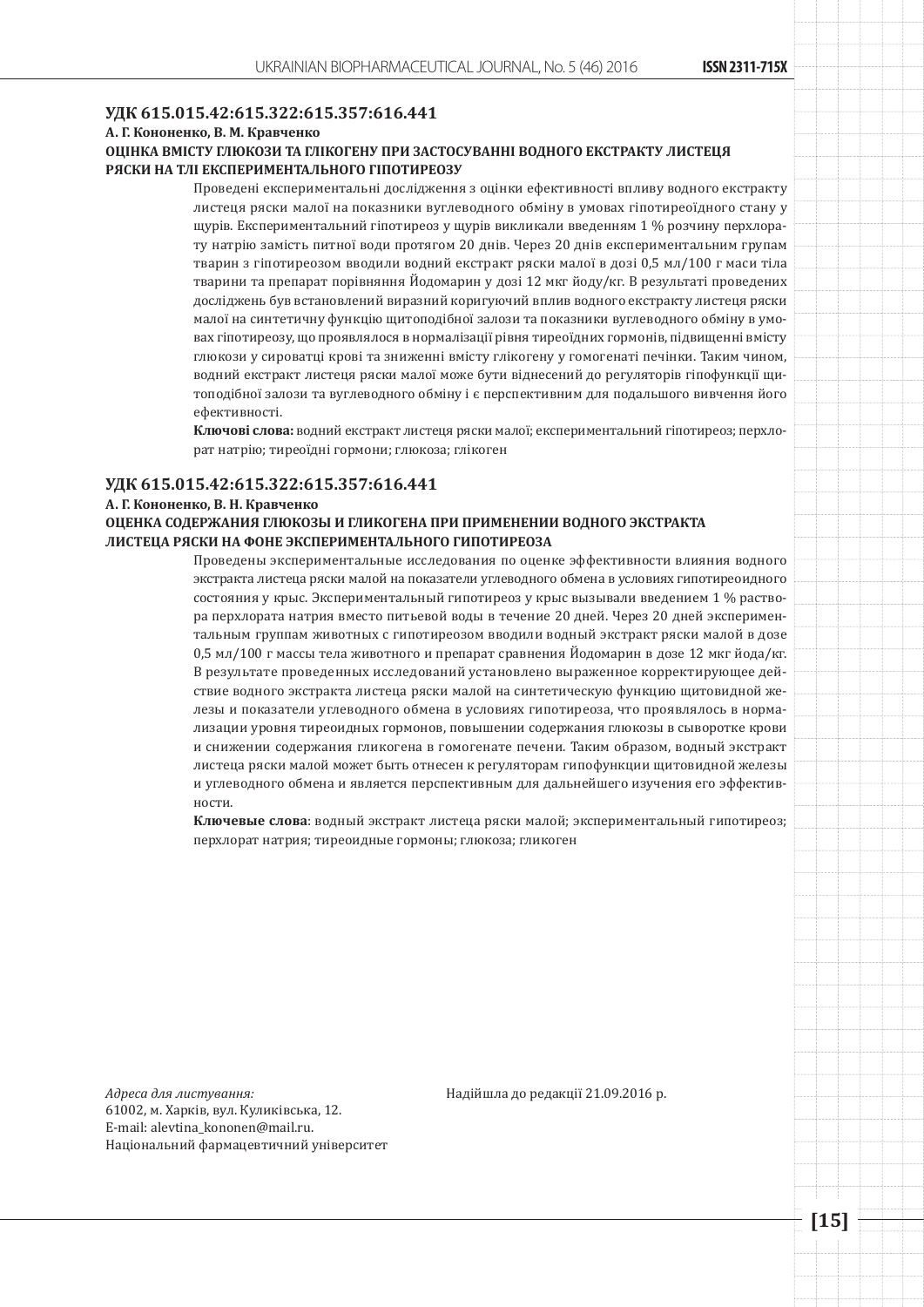**УДК 615.015.42:615.322:615.357:616.441**

**А. Г. Кононенко, В. М. Кравченко**

**ОЦІНКА ВМІСТУ ГЛЮКОЗИ ТА ГЛІКОГЕНУ ПРИ ЗАСТОСУВАННІ ВОДНОГО ЕКСТРАКТУ ЛИСТЕЦЯ РЯСКИ НА ТЛІ ЕКСПЕРИМЕНТАЛЬНОГО ГІПОТИРЕОЗУ**

Проведені експериментальні дослідження з оцінки ефективності впливу водного екстракту листеця ряски малої на показники вуглеводного обміну в умовах гіпотиреоїдного стану у щурів. Експериментальний гіпотиреоз у щурів викликали введенням 1 % розчину перхлорату натрію замість питної води протягом 20 днів. Через 20 днів експериментальним групам тварин з гіпотиреозом вводили водний екстракт ряски малої в дозі 0,5 мл/100 г маси тіла тварини та препарат порівняння Йодомарин у дозі 12 мкг йоду/кг. В результаті проведених досліджень був встановлений виразний коригуючий вплив водного екстракту листеця ряски малої на синтетичну функцію щитоподібної залози та показники вуглеводного обміну в умовах гіпотиреозу, що проявлялося в нормалізації рівня тиреоїдних гормонів, підвищенні вмісту глюкози у сироватці крові та зниженні вмісту глікогену у гомогенаті печінки. Таким чином, водний екстракт листеця ряски малої може бути віднесений до регуляторів гіпофункції щитоподібної залози та вуглеводного обміну і є перспективним для подальшого вивчення його ефективності.

**Ключові слова:** водний екстракт листеця ряски малої; експериментальний гіпотиреоз; перхлорат натрію; тиреоїдні гормони; глюкоза; глікоген

**УДК 615.015.42:615.322:615.357:616.441**

**А. Г. Кононенко, В. Н. Кравченко**

**ОЦЕНКА СОДЕРЖАНИЯ ГЛЮКОЗЫ И ГЛИКОГЕНА ПРИ ПРИМЕНЕНИИ ВОДНОГО ЭКСТРАКТА ЛИСТЕЦА РЯСКИ НА ФОНЕ ЭКСПЕРИМЕНТАЛЬНОГО ГИПОТИРЕОЗА**

Проведены экспериментальные исследования по оценке эффективности влияния водного экстракта листеца ряски малой на показатели углеводного обмена в условиях гипотиреоидного состояния у крыс. Экспериментальный гипотиреоз у крыс вызывали введением 1 % раствора перхлората натрия вместо питьевой воды в течение 20 дней. Через 20 дней экспериментальным группам животных с гипотиреозом вводили водный экстракт ряски малой в дозе 0,5 мл/100 г массы тела животного и препарат сравнения Йодомарин в дозе 12 мкг йода/кг. В результате проведенных исследований установлено выраженное корректирующее действие водного экстракта листеца ряски малой на синтетическую функцию щитовидной железы и показатели углеводного обмена в условиях гипотиреоза, что проявлялось в нормализации уровня тиреоидных гормонов, повышении содержания глюкозы в сыворотке крови и снижении содержания гликогена в гомогенате печени. Таким образом, водный экстракт листеца ряски малой может быть отнесен к регуляторам гипофункции щитовидной железы и углеводного обмена и является перспективным для дальнейшего изучения его эффективности.

**Ключевые слова**: водный экстракт листеца ряски малой; экспериментальный гипотиреоз; перхлорат натрия; тиреоидные гормоны; глюкоза; гликоген

*Адреса для листування:*
61002, м. Харків, вул. Куликівська, 12.
E-mail: alevtina_kononen@mail.ru.
Національний фармацевтичний університет

Надійшла до редакції 21.09.2016 р.